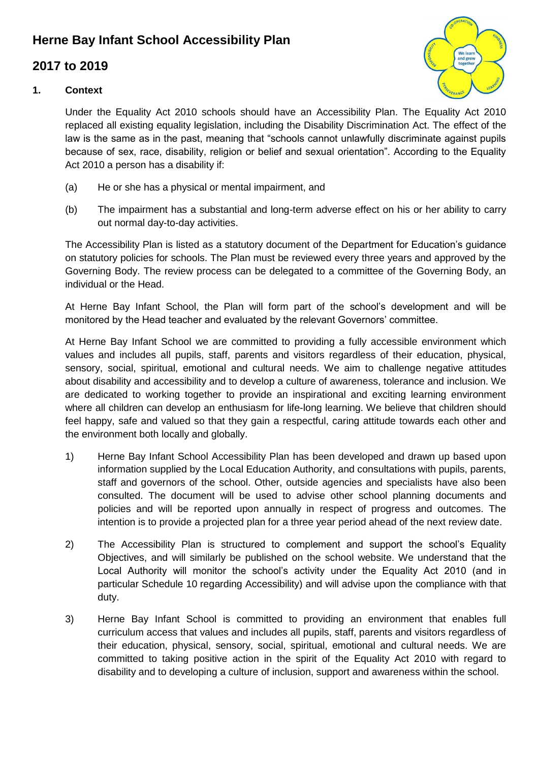# Herne Bay Infant School Accessibility Plan

## 2017 to 2019

### 1. Context

Under the Equality Act 2010 schools should have an Accessibility Plan. The Equality Act 2010 replaced all existing equality legislation, including the Disability Discrimination Act. The effect of the law is the same as in the past, meaning that "schools cannot unlawfully discriminate against pupils because of sex, race, disability, religion or belief and sexual orientation". According to the Equality Act 2010 a person has a disability if:

(a) He or she has a physical or mental impairment, and

(b) The impairment has a substantial and long-term adverse effect on his or her ability to carry out normal day-to-day activities.

The Accessibility Plan is listed as a statutory document of the Department for Education's guidance on statutory policies for schools. The Plan must be reviewed every three years and approved by the Governing Body. The review process can be delegated to a committee of the Governing Body, an individual or the Head.

At Herne Bay Infant School, the Plan will form part of the school's development and will be monitored by the Head teacher and evaluated by the relevant Governors' committee.

At Herne Bay Infant School we are committed to providing a fully accessible environment which values and includes all pupils, staff, parents and visitors regardless of their education, physical, sensory, social, spiritual, emotional and cultural needs. We aim to challenge negative attitudes about disability and accessibility and to develop a culture of awareness, tolerance and inclusion. We are dedicated to working together to provide an inspirational and exciting learning environment where all children can develop an enthusiasm for life-long learning. We believe that children should feel happy, safe and valued so that they gain a respectful, caring attitude towards each other and the environment both locally and globally.

1) Herne Bay Infant School Accessibility Plan has been developed and drawn up based upon information supplied by the Local Education Authority, and consultations with pupils, parents, staff and governors of the school. Other, outside agencies and specialists have also been consulted. The document will be used to advise other school planning documents and policies and will be reported upon annually in respect of progress and outcomes. The intention is to provide a projected plan for a three year period ahead of the next review date.

2) The Accessibility Plan is structured to complement and support the school's Equality Objectives, and will similarly be published on the school website. We understand that the Local Authority will monitor the school's activity under the Equality Act 2010 (and in particular Schedule 10 regarding Accessibility) and will advise upon the compliance with that duty.

3) Herne Bay Infant School is committed to providing an environment that enables full curriculum access that values and includes all pupils, staff, parents and visitors regardless of their education, physical, sensory, social, spiritual, emotional and cultural needs. We are committed to taking positive action in the spirit of the Equality Act 2010 with regard to disability and to developing a culture of inclusion, support and awareness within the school.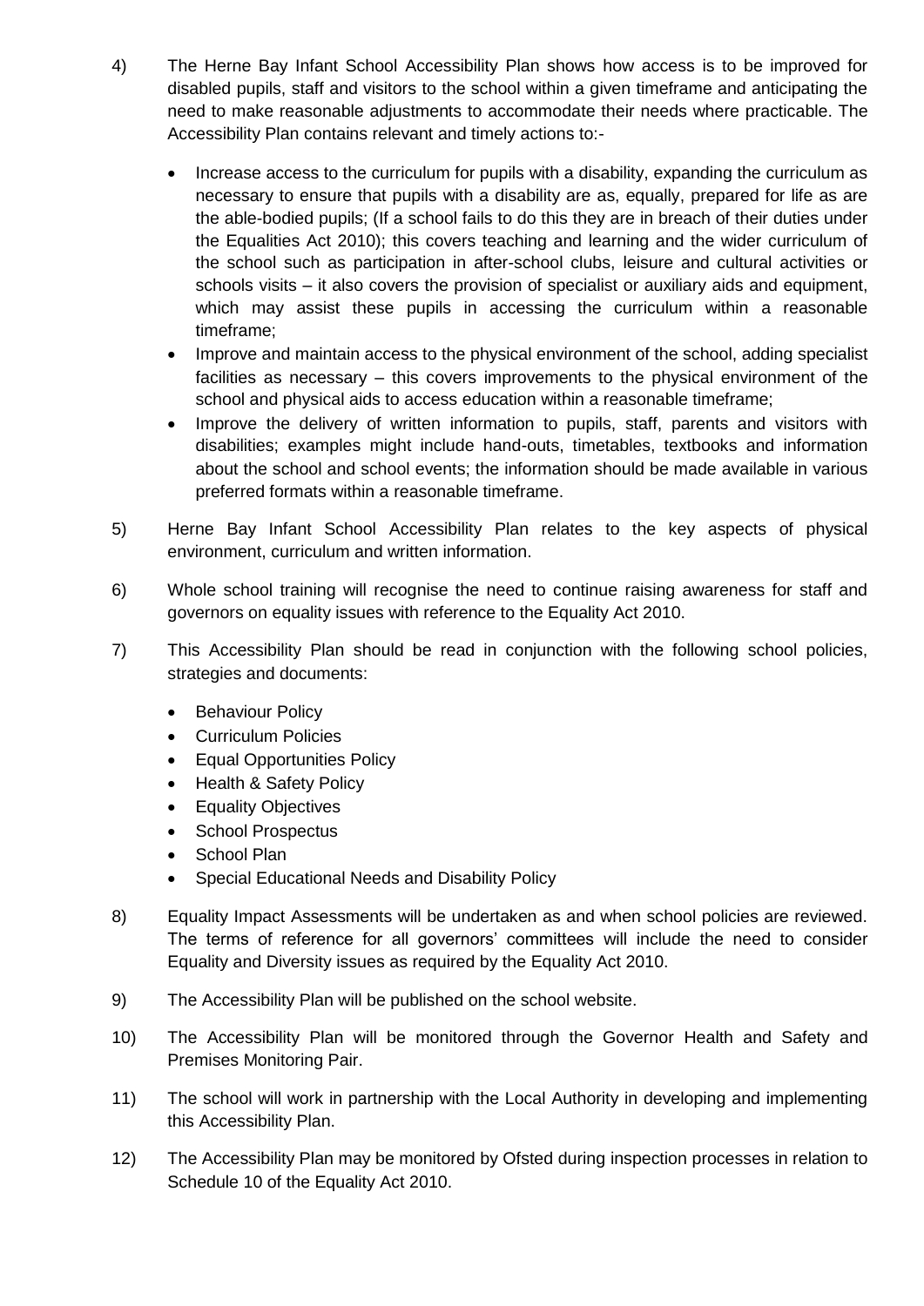4) The Herne Bay Infant School Accessibility Plan shows how access is to be improved for disabled pupils, staff and visitors to the school within a given timeframe and anticipating the need to make reasonable adjustments to accommodate their needs where practicable. The Accessibility Plan contains relevant and timely actions to:-

   - Increase access to the curriculum for pupils with a disability, expanding the curriculum as necessary to ensure that pupils with a disability are as, equally, prepared for life as are the able-bodied pupils; (If a school fails to do this they are in breach of their duties under the Equalities Act 2010); this covers teaching and learning and the wider curriculum of the school such as participation in after-school clubs, leisure and cultural activities or schools visits – it also covers the provision of specialist or auxiliary aids and equipment, which may assist these pupils in accessing the curriculum within a reasonable timeframe;
   - Improve and maintain access to the physical environment of the school, adding specialist facilities as necessary – this covers improvements to the physical environment of the school and physical aids to access education within a reasonable timeframe;
   - Improve the delivery of written information to pupils, staff, parents and visitors with disabilities; examples might include hand-outs, timetables, textbooks and information about the school and school events; the information should be made available in various preferred formats within a reasonable timeframe.

5) Herne Bay Infant School Accessibility Plan relates to the key aspects of physical environment, curriculum and written information.

6) Whole school training will recognise the need to continue raising awareness for staff and governors on equality issues with reference to the Equality Act 2010.

7) This Accessibility Plan should be read in conjunction with the following school policies, strategies and documents:

   - Behaviour Policy
   - Curriculum Policies
   - Equal Opportunities Policy
   - Health & Safety Policy
   - Equality Objectives
   - School Prospectus
   - School Plan
   - Special Educational Needs and Disability Policy

8) Equality Impact Assessments will be undertaken as and when school policies are reviewed. The terms of reference for all governors' committees will include the need to consider Equality and Diversity issues as required by the Equality Act 2010.

9) The Accessibility Plan will be published on the school website.

10) The Accessibility Plan will be monitored through the Governor Health and Safety and Premises Monitoring Pair.

11) The school will work in partnership with the Local Authority in developing and implementing this Accessibility Plan.

12) The Accessibility Plan may be monitored by Ofsted during inspection processes in relation to Schedule 10 of the Equality Act 2010.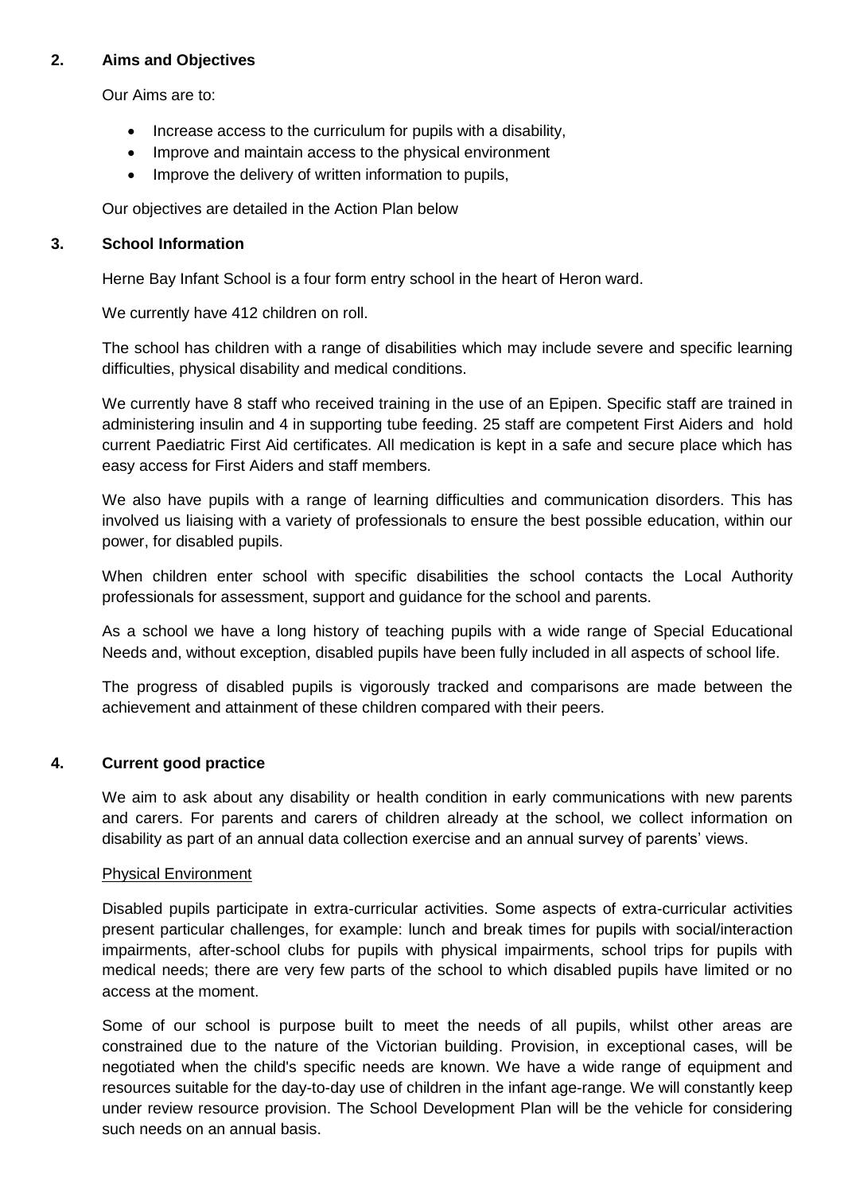## 2. Aims and Objectives

Our Aims are to:

- Increase access to the curriculum for pupils with a disability,
- Improve and maintain access to the physical environment
- Improve the delivery of written information to pupils,

Our objectives are detailed in the Action Plan below

## 3. School Information

Herne Bay Infant School is a four form entry school in the heart of Heron ward.

We currently have 412 children on roll.

The school has children with a range of disabilities which may include severe and specific learning difficulties, physical disability and medical conditions.

We currently have 8 staff who received training in the use of an Epipen. Specific staff are trained in administering insulin and 4 in supporting tube feeding. 25 staff are competent First Aiders and hold current Paediatric First Aid certificates. All medication is kept in a safe and secure place which has easy access for First Aiders and staff members.

We also have pupils with a range of learning difficulties and communication disorders. This has involved us liaising with a variety of professionals to ensure the best possible education, within our power, for disabled pupils.

When children enter school with specific disabilities the school contacts the Local Authority professionals for assessment, support and guidance for the school and parents.

As a school we have a long history of teaching pupils with a wide range of Special Educational Needs and, without exception, disabled pupils have been fully included in all aspects of school life.

The progress of disabled pupils is vigorously tracked and comparisons are made between the achievement and attainment of these children compared with their peers.

## 4. Current good practice

We aim to ask about any disability or health condition in early communications with new parents and carers. For parents and carers of children already at the school, we collect information on disability as part of an annual data collection exercise and an annual survey of parents' views.

Physical Environment

Disabled pupils participate in extra-curricular activities. Some aspects of extra-curricular activities present particular challenges, for example: lunch and break times for pupils with social/interaction impairments, after-school clubs for pupils with physical impairments, school trips for pupils with medical needs; there are very few parts of the school to which disabled pupils have limited or no access at the moment.

Some of our school is purpose built to meet the needs of all pupils, whilst other areas are constrained due to the nature of the Victorian building. Provision, in exceptional cases, will be negotiated when the child's specific needs are known. We have a wide range of equipment and resources suitable for the day-to-day use of children in the infant age-range. We will constantly keep under review resource provision. The School Development Plan will be the vehicle for considering such needs on an annual basis.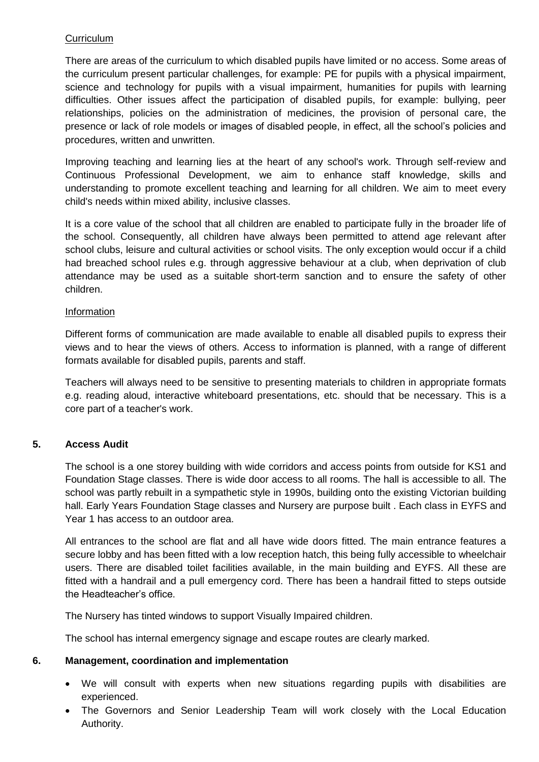Curriculum

There are areas of the curriculum to which disabled pupils have limited or no access. Some areas of the curriculum present particular challenges, for example: PE for pupils with a physical impairment, science and technology for pupils with a visual impairment, humanities for pupils with learning difficulties. Other issues affect the participation of disabled pupils, for example: bullying, peer relationships, policies on the administration of medicines, the provision of personal care, the presence or lack of role models or images of disabled people, in effect, all the school's policies and procedures, written and unwritten.

Improving teaching and learning lies at the heart of any school's work. Through self-review and Continuous Professional Development, we aim to enhance staff knowledge, skills and understanding to promote excellent teaching and learning for all children. We aim to meet every child's needs within mixed ability, inclusive classes.

It is a core value of the school that all children are enabled to participate fully in the broader life of the school. Consequently, all children have always been permitted to attend age relevant after school clubs, leisure and cultural activities or school visits. The only exception would occur if a child had breached school rules e.g. through aggressive behaviour at a club, when deprivation of club attendance may be used as a suitable short-term sanction and to ensure the safety of other children.

Information

Different forms of communication are made available to enable all disabled pupils to express their views and to hear the views of others. Access to information is planned, with a range of different formats available for disabled pupils, parents and staff.

Teachers will always need to be sensitive to presenting materials to children in appropriate formats e.g. reading aloud, interactive whiteboard presentations, etc. should that be necessary. This is a core part of a teacher's work.

## 5. Access Audit

The school is a one storey building with wide corridors and access points from outside for KS1 and Foundation Stage classes. There is wide door access to all rooms. The hall is accessible to all. The school was partly rebuilt in a sympathetic style in 1990s, building onto the existing Victorian building hall. Early Years Foundation Stage classes and Nursery are purpose built . Each class in EYFS and Year 1 has access to an outdoor area.

All entrances to the school are flat and all have wide doors fitted. The main entrance features a secure lobby and has been fitted with a low reception hatch, this being fully accessible to wheelchair users. There are disabled toilet facilities available, in the main building and EYFS. All these are fitted with a handrail and a pull emergency cord. There has been a handrail fitted to steps outside the Headteacher's office.

The Nursery has tinted windows to support Visually Impaired children.

The school has internal emergency signage and escape routes are clearly marked.

## 6. Management, coordination and implementation

- We will consult with experts when new situations regarding pupils with disabilities are experienced.
- The Governors and Senior Leadership Team will work closely with the Local Education Authority.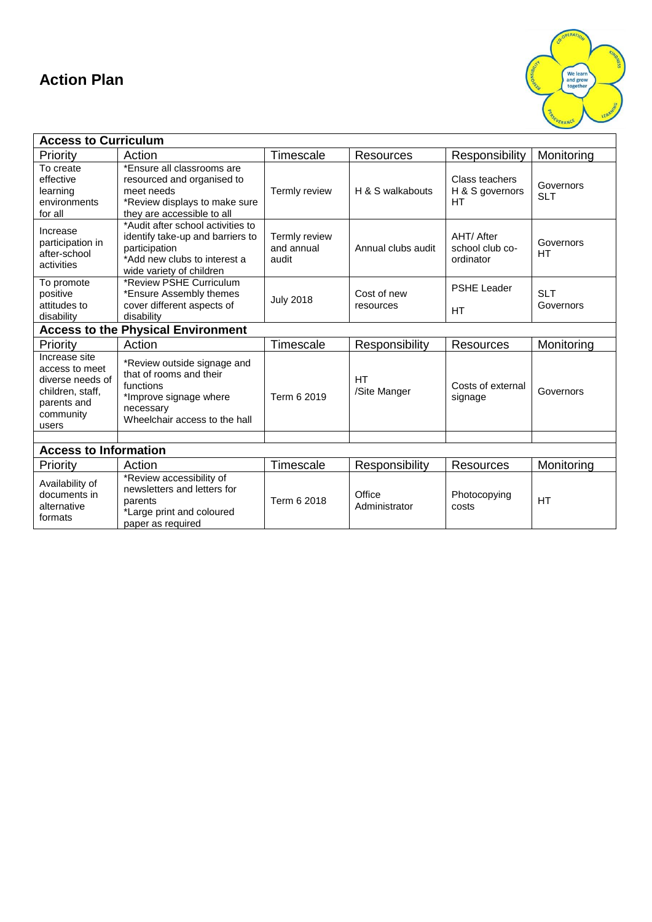## Action Plan

| Access to Curriculum | | | | | |
|---|---|---|---|---|---|
| Priority | Action | Timescale | Resources | Responsibility | Monitoring |
| To create effective learning environments for all | *Ensure all classrooms are resourced and organised to meet needs<br>*Review displays to make sure they are accessible to all | Termly review | H & S walkabouts | Class teachers<br>H & S governors<br>HT | Governors<br>SLT |
| Increase participation in after-school activities | *Audit after school activities to identify take-up and barriers to participation<br>*Add new clubs to interest a wide variety of children | Termly review and annual audit | Annual clubs audit | AHT/ After school club co-ordinator | Governors<br>HT |
| To promote positive attitudes to disability | *Review PSHE Curriculum<br>*Ensure Assembly themes cover different aspects of disability | July 2018 | Cost of new resources | PSHE Leader<br><br>HT | SLT<br>Governors |
| **Access to the Physical Environment** | | | | | |
| Priority | Action | Timescale | Responsibility | Resources | Monitoring |
| Increase site access to meet diverse needs of children, staff, parents and community users | *Review outside signage and that of rooms and their functions<br>*Improve signage where necessary<br>Wheelchair access to the hall | Term 6 2019 | HT<br>/Site Manger | Costs of external signage | Governors |
| | | | | | |
| **Access to Information** | | | | | |
| Priority | Action | Timescale | Responsibility | Resources | Monitoring |
| Availability of documents in alternative formats | *Review accessibility of newsletters and letters for parents<br>*Large print and coloured paper as required | Term 6 2018 | Office Administrator | Photocopying costs | HT |